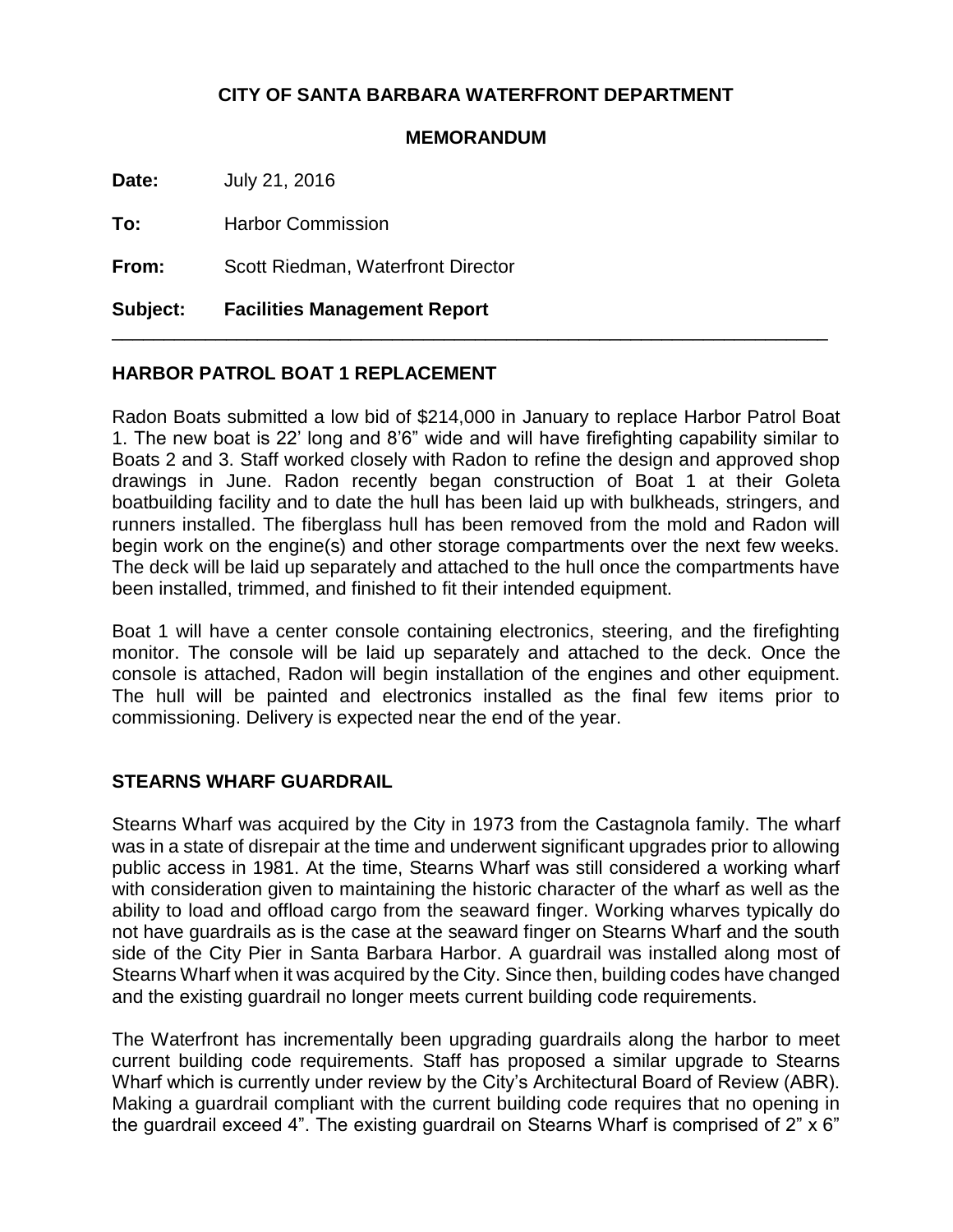**CITY OF SANTA BARBARA WATERFRONT DEPARTMENT**

**MEMORANDUM**

**Date:** July 21, 2016

**To:** Harbor Commission

**From:** Scott Riedman, Waterfront Director

**Subject: Facilities Management Report**

---

## HARBOR PATROL BOAT 1 REPLACEMENT

Radon Boats submitted a low bid of $214,000 in January to replace Harbor Patrol Boat 1. The new boat is 22' long and 8'6" wide and will have firefighting capability similar to Boats 2 and 3. Staff worked closely with Radon to refine the design and approved shop drawings in June. Radon recently began construction of Boat 1 at their Goleta boatbuilding facility and to date the hull has been laid up with bulkheads, stringers, and runners installed. The fiberglass hull has been removed from the mold and Radon will begin work on the engine(s) and other storage compartments over the next few weeks. The deck will be laid up separately and attached to the hull once the compartments have been installed, trimmed, and finished to fit their intended equipment.

Boat 1 will have a center console containing electronics, steering, and the firefighting monitor. The console will be laid up separately and attached to the deck. Once the console is attached, Radon will begin installation of the engines and other equipment. The hull will be painted and electronics installed as the final few items prior to commissioning. Delivery is expected near the end of the year.

## STEARNS WHARF GUARDRAIL

Stearns Wharf was acquired by the City in 1973 from the Castagnola family. The wharf was in a state of disrepair at the time and underwent significant upgrades prior to allowing public access in 1981. At the time, Stearns Wharf was still considered a working wharf with consideration given to maintaining the historic character of the wharf as well as the ability to load and offload cargo from the seaward finger. Working wharves typically do not have guardrails as is the case at the seaward finger on Stearns Wharf and the south side of the City Pier in Santa Barbara Harbor. A guardrail was installed along most of Stearns Wharf when it was acquired by the City. Since then, building codes have changed and the existing guardrail no longer meets current building code requirements.

The Waterfront has incrementally been upgrading guardrails along the harbor to meet current building code requirements. Staff has proposed a similar upgrade to Stearns Wharf which is currently under review by the City's Architectural Board of Review (ABR). Making a guardrail compliant with the current building code requires that no opening in the guardrail exceed 4". The existing guardrail on Stearns Wharf is comprised of 2" x 6"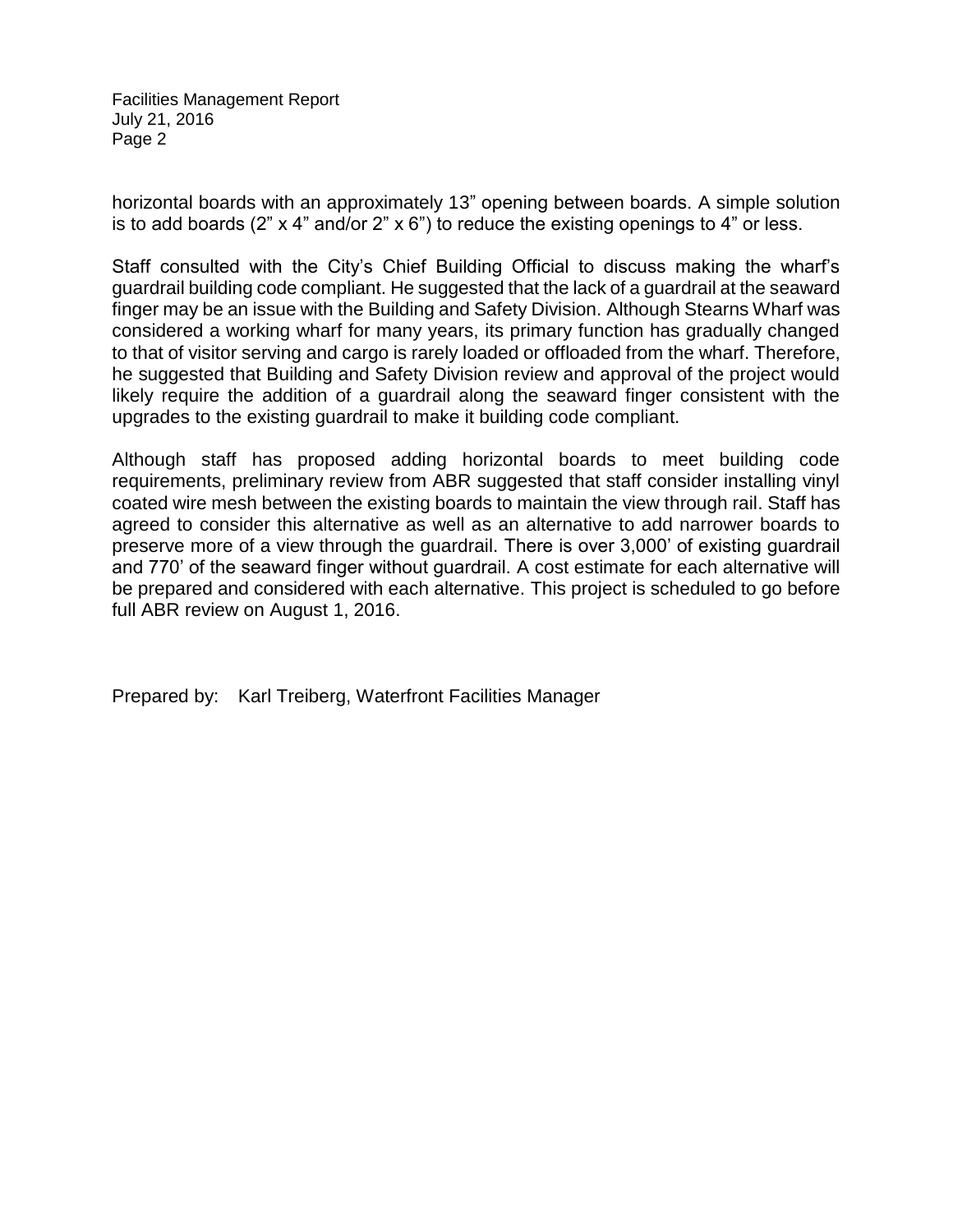horizontal boards with an approximately 13” opening between boards. A simple solution is to add boards (2” x 4” and/or 2” x 6”) to reduce the existing openings to 4” or less.

Staff consulted with the City’s Chief Building Official to discuss making the wharf’s guardrail building code compliant. He suggested that the lack of a guardrail at the seaward finger may be an issue with the Building and Safety Division. Although Stearns Wharf was considered a working wharf for many years, its primary function has gradually changed to that of visitor serving and cargo is rarely loaded or offloaded from the wharf. Therefore, he suggested that Building and Safety Division review and approval of the project would likely require the addition of a guardrail along the seaward finger consistent with the upgrades to the existing guardrail to make it building code compliant.

Although staff has proposed adding horizontal boards to meet building code requirements, preliminary review from ABR suggested that staff consider installing vinyl coated wire mesh between the existing boards to maintain the view through rail. Staff has agreed to consider this alternative as well as an alternative to add narrower boards to preserve more of a view through the guardrail. There is over 3,000’ of existing guardrail and 770’ of the seaward finger without guardrail. A cost estimate for each alternative will be prepared and considered with each alternative. This project is scheduled to go before full ABR review on August 1, 2016.

Prepared by: Karl Treiberg, Waterfront Facilities Manager